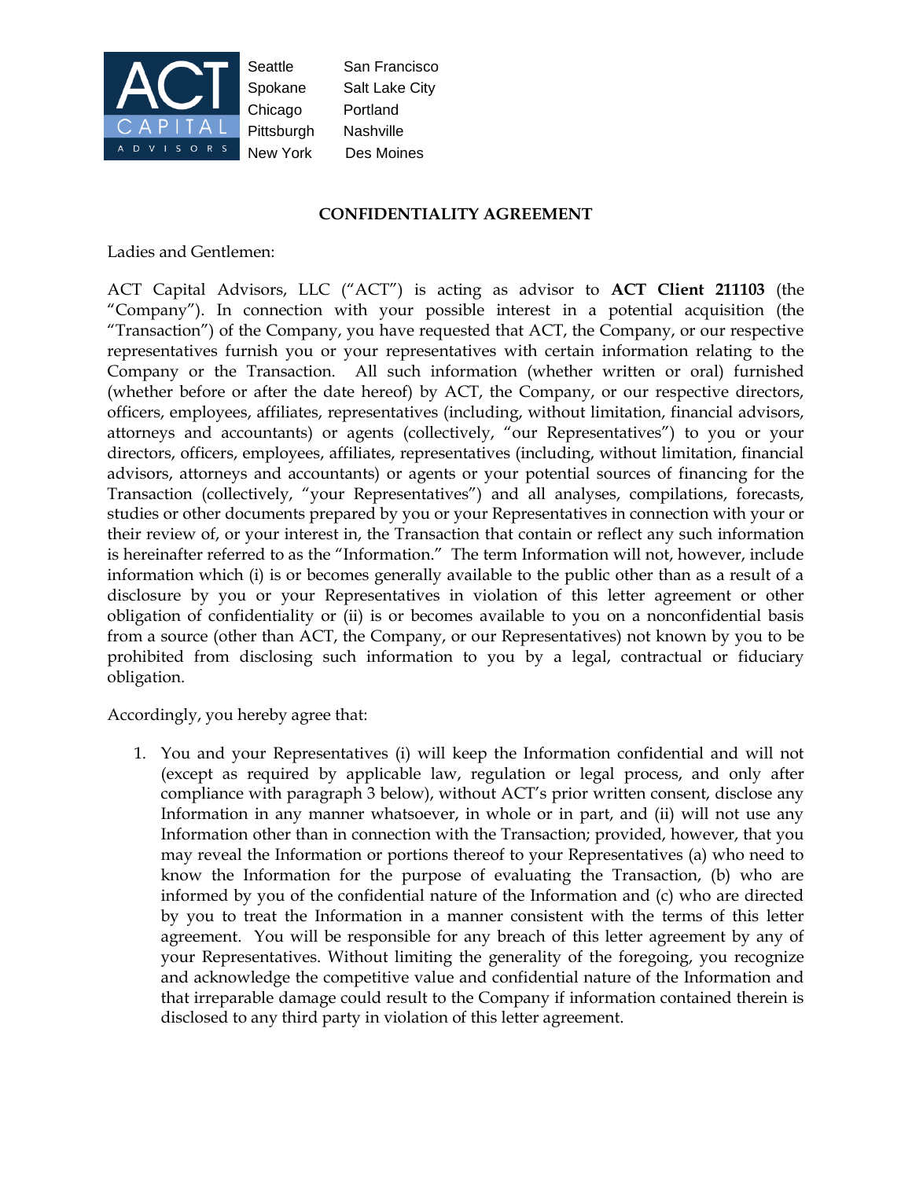ACT CAPITAL ADVISORS

Seattle San Francisco
Spokane Salt Lake City
Chicago Portland
Pittsburgh Nashville
New York Des Moines

## CONFIDENTIALITY AGREEMENT

Ladies and Gentlemen:

ACT Capital Advisors, LLC ("ACT") is acting as advisor to **ACT Client 211103** (the "Company"). In connection with your possible interest in a potential acquisition (the "Transaction") of the Company, you have requested that ACT, the Company, or our respective representatives furnish you or your representatives with certain information relating to the Company or the Transaction. All such information (whether written or oral) furnished (whether before or after the date hereof) by ACT, the Company, or our respective directors, officers, employees, affiliates, representatives (including, without limitation, financial advisors, attorneys and accountants) or agents (collectively, "our Representatives") to you or your directors, officers, employees, affiliates, representatives (including, without limitation, financial advisors, attorneys and accountants) or agents or your potential sources of financing for the Transaction (collectively, "your Representatives") and all analyses, compilations, forecasts, studies or other documents prepared by you or your Representatives in connection with your or their review of, or your interest in, the Transaction that contain or reflect any such information is hereinafter referred to as the "Information." The term Information will not, however, include information which (i) is or becomes generally available to the public other than as a result of a disclosure by you or your Representatives in violation of this letter agreement or other obligation of confidentiality or (ii) is or becomes available to you on a nonconfidential basis from a source (other than ACT, the Company, or our Representatives) not known by you to be prohibited from disclosing such information to you by a legal, contractual or fiduciary obligation.

Accordingly, you hereby agree that:

1. You and your Representatives (i) will keep the Information confidential and will not (except as required by applicable law, regulation or legal process, and only after compliance with paragraph 3 below), without ACT's prior written consent, disclose any Information in any manner whatsoever, in whole or in part, and (ii) will not use any Information other than in connection with the Transaction; provided, however, that you may reveal the Information or portions thereof to your Representatives (a) who need to know the Information for the purpose of evaluating the Transaction, (b) who are informed by you of the confidential nature of the Information and (c) who are directed by you to treat the Information in a manner consistent with the terms of this letter agreement. You will be responsible for any breach of this letter agreement by any of your Representatives. Without limiting the generality of the foregoing, you recognize and acknowledge the competitive value and confidential nature of the Information and that irreparable damage could result to the Company if information contained therein is disclosed to any third party in violation of this letter agreement.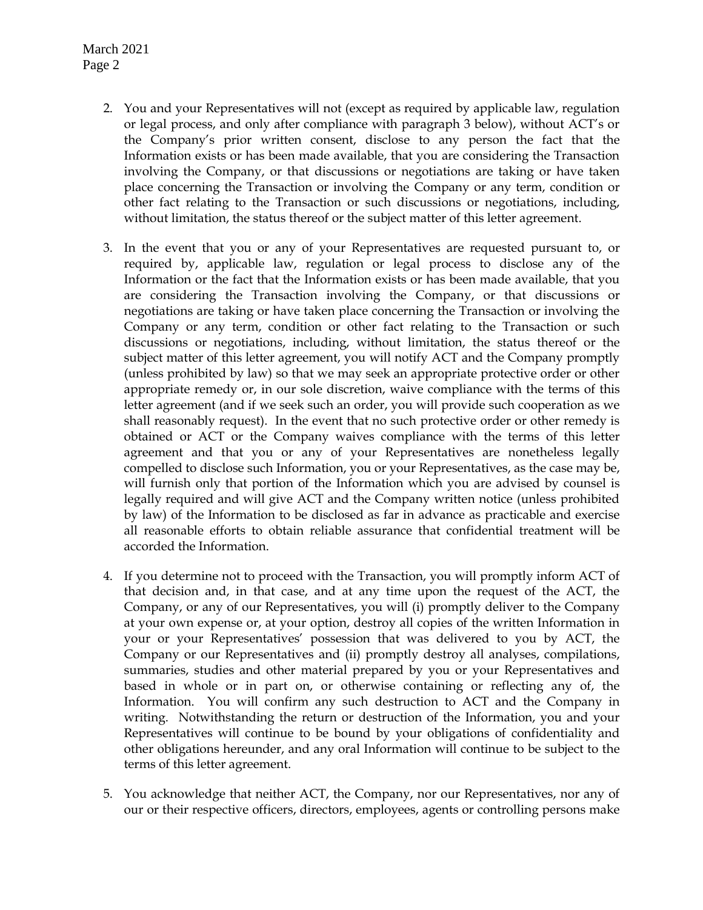2. You and your Representatives will not (except as required by applicable law, regulation or legal process, and only after compliance with paragraph 3 below), without ACT's or the Company's prior written consent, disclose to any person the fact that the Information exists or has been made available, that you are considering the Transaction involving the Company, or that discussions or negotiations are taking or have taken place concerning the Transaction or involving the Company or any term, condition or other fact relating to the Transaction or such discussions or negotiations, including, without limitation, the status thereof or the subject matter of this letter agreement.

3. In the event that you or any of your Representatives are requested pursuant to, or required by, applicable law, regulation or legal process to disclose any of the Information or the fact that the Information exists or has been made available, that you are considering the Transaction involving the Company, or that discussions or negotiations are taking or have taken place concerning the Transaction or involving the Company or any term, condition or other fact relating to the Transaction or such discussions or negotiations, including, without limitation, the status thereof or the subject matter of this letter agreement, you will notify ACT and the Company promptly (unless prohibited by law) so that we may seek an appropriate protective order or other appropriate remedy or, in our sole discretion, waive compliance with the terms of this letter agreement (and if we seek such an order, you will provide such cooperation as we shall reasonably request). In the event that no such protective order or other remedy is obtained or ACT or the Company waives compliance with the terms of this letter agreement and that you or any of your Representatives are nonetheless legally compelled to disclose such Information, you or your Representatives, as the case may be, will furnish only that portion of the Information which you are advised by counsel is legally required and will give ACT and the Company written notice (unless prohibited by law) of the Information to be disclosed as far in advance as practicable and exercise all reasonable efforts to obtain reliable assurance that confidential treatment will be accorded the Information.

4. If you determine not to proceed with the Transaction, you will promptly inform ACT of that decision and, in that case, and at any time upon the request of the ACT, the Company, or any of our Representatives, you will (i) promptly deliver to the Company at your own expense or, at your option, destroy all copies of the written Information in your or your Representatives' possession that was delivered to you by ACT, the Company or our Representatives and (ii) promptly destroy all analyses, compilations, summaries, studies and other material prepared by you or your Representatives and based in whole or in part on, or otherwise containing or reflecting any of, the Information. You will confirm any such destruction to ACT and the Company in writing. Notwithstanding the return or destruction of the Information, you and your Representatives will continue to be bound by your obligations of confidentiality and other obligations hereunder, and any oral Information will continue to be subject to the terms of this letter agreement.

5. You acknowledge that neither ACT, the Company, nor our Representatives, nor any of our or their respective officers, directors, employees, agents or controlling persons make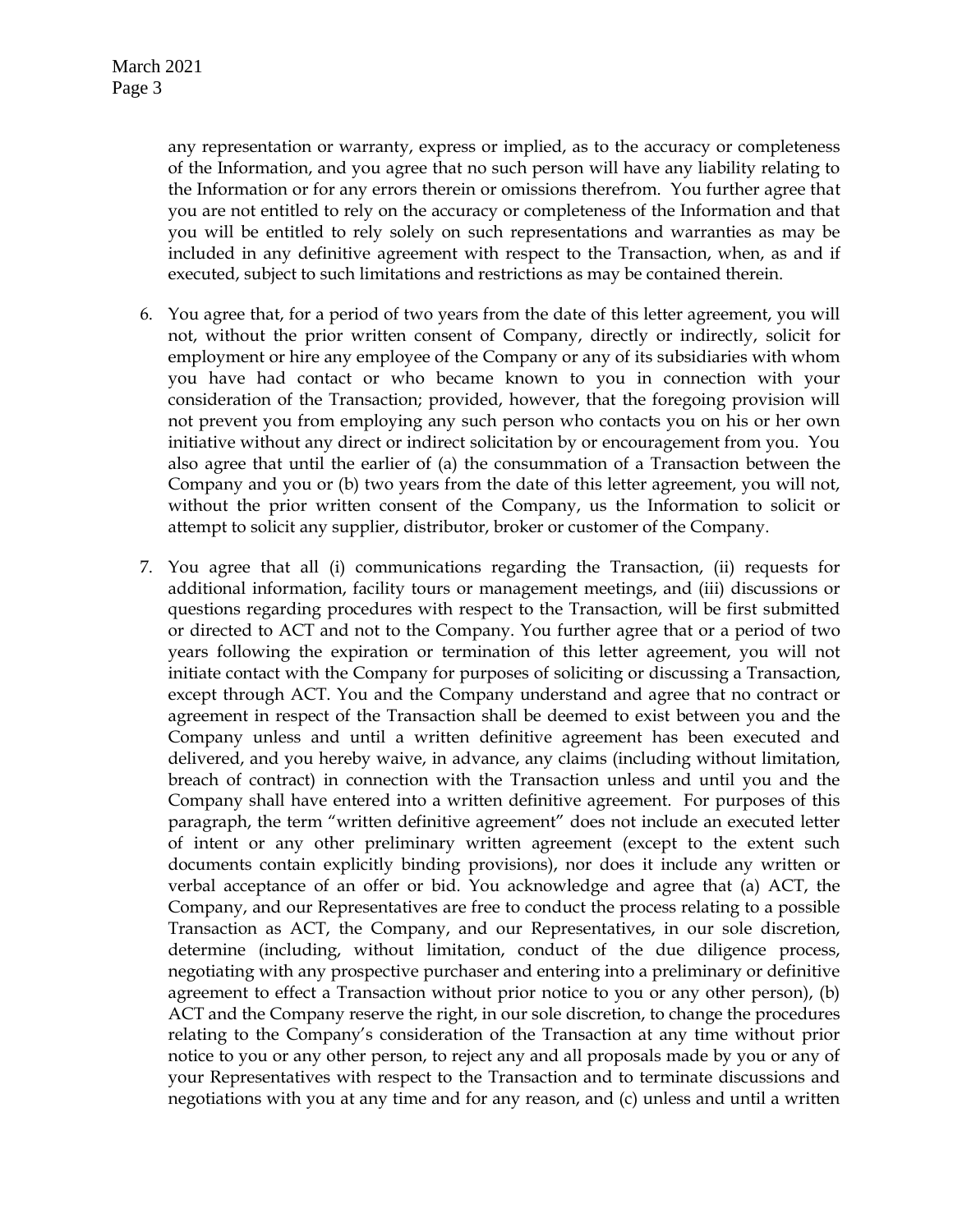any representation or warranty, express or implied, as to the accuracy or completeness of the Information, and you agree that no such person will have any liability relating to the Information or for any errors therein or omissions therefrom. You further agree that you are not entitled to rely on the accuracy or completeness of the Information and that you will be entitled to rely solely on such representations and warranties as may be included in any definitive agreement with respect to the Transaction, when, as and if executed, subject to such limitations and restrictions as may be contained therein.

6. You agree that, for a period of two years from the date of this letter agreement, you will not, without the prior written consent of Company, directly or indirectly, solicit for employment or hire any employee of the Company or any of its subsidiaries with whom you have had contact or who became known to you in connection with your consideration of the Transaction; provided, however, that the foregoing provision will not prevent you from employing any such person who contacts you on his or her own initiative without any direct or indirect solicitation by or encouragement from you. You also agree that until the earlier of (a) the consummation of a Transaction between the Company and you or (b) two years from the date of this letter agreement, you will not, without the prior written consent of the Company, us the Information to solicit or attempt to solicit any supplier, distributor, broker or customer of the Company.

7. You agree that all (i) communications regarding the Transaction, (ii) requests for additional information, facility tours or management meetings, and (iii) discussions or questions regarding procedures with respect to the Transaction, will be first submitted or directed to ACT and not to the Company. You further agree that or a period of two years following the expiration or termination of this letter agreement, you will not initiate contact with the Company for purposes of soliciting or discussing a Transaction, except through ACT. You and the Company understand and agree that no contract or agreement in respect of the Transaction shall be deemed to exist between you and the Company unless and until a written definitive agreement has been executed and delivered, and you hereby waive, in advance, any claims (including without limitation, breach of contract) in connection with the Transaction unless and until you and the Company shall have entered into a written definitive agreement. For purposes of this paragraph, the term "written definitive agreement" does not include an executed letter of intent or any other preliminary written agreement (except to the extent such documents contain explicitly binding provisions), nor does it include any written or verbal acceptance of an offer or bid. You acknowledge and agree that (a) ACT, the Company, and our Representatives are free to conduct the process relating to a possible Transaction as ACT, the Company, and our Representatives, in our sole discretion, determine (including, without limitation, conduct of the due diligence process, negotiating with any prospective purchaser and entering into a preliminary or definitive agreement to effect a Transaction without prior notice to you or any other person), (b) ACT and the Company reserve the right, in our sole discretion, to change the procedures relating to the Company's consideration of the Transaction at any time without prior notice to you or any other person, to reject any and all proposals made by you or any of your Representatives with respect to the Transaction and to terminate discussions and negotiations with you at any time and for any reason, and (c) unless and until a written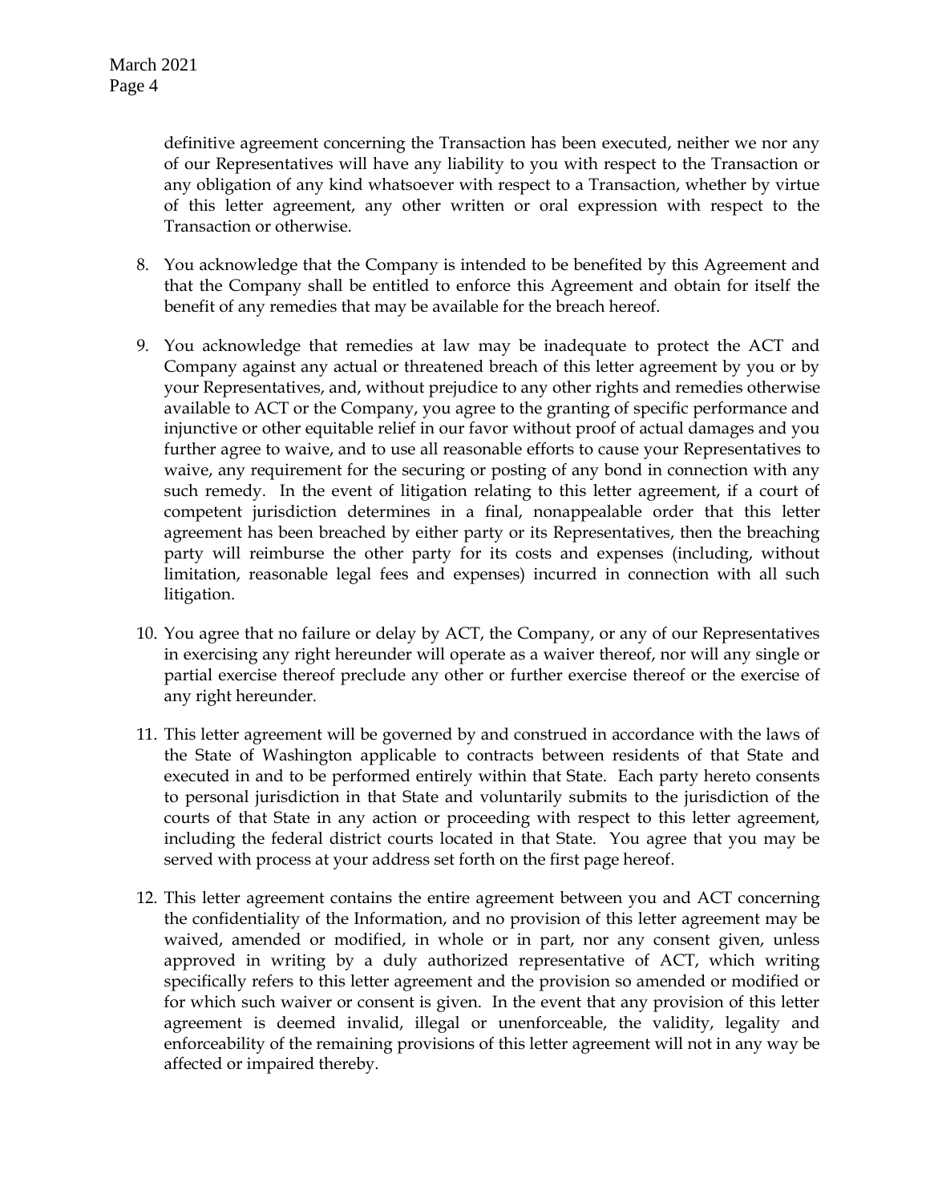definitive agreement concerning the Transaction has been executed, neither we nor any of our Representatives will have any liability to you with respect to the Transaction or any obligation of any kind whatsoever with respect to a Transaction, whether by virtue of this letter agreement, any other written or oral expression with respect to the Transaction or otherwise.

8. You acknowledge that the Company is intended to be benefited by this Agreement and that the Company shall be entitled to enforce this Agreement and obtain for itself the benefit of any remedies that may be available for the breach hereof.

9. You acknowledge that remedies at law may be inadequate to protect the ACT and Company against any actual or threatened breach of this letter agreement by you or by your Representatives, and, without prejudice to any other rights and remedies otherwise available to ACT or the Company, you agree to the granting of specific performance and injunctive or other equitable relief in our favor without proof of actual damages and you further agree to waive, and to use all reasonable efforts to cause your Representatives to waive, any requirement for the securing or posting of any bond in connection with any such remedy. In the event of litigation relating to this letter agreement, if a court of competent jurisdiction determines in a final, nonappealable order that this letter agreement has been breached by either party or its Representatives, then the breaching party will reimburse the other party for its costs and expenses (including, without limitation, reasonable legal fees and expenses) incurred in connection with all such litigation.

10. You agree that no failure or delay by ACT, the Company, or any of our Representatives in exercising any right hereunder will operate as a waiver thereof, nor will any single or partial exercise thereof preclude any other or further exercise thereof or the exercise of any right hereunder.

11. This letter agreement will be governed by and construed in accordance with the laws of the State of Washington applicable to contracts between residents of that State and executed in and to be performed entirely within that State. Each party hereto consents to personal jurisdiction in that State and voluntarily submits to the jurisdiction of the courts of that State in any action or proceeding with respect to this letter agreement, including the federal district courts located in that State. You agree that you may be served with process at your address set forth on the first page hereof.

12. This letter agreement contains the entire agreement between you and ACT concerning the confidentiality of the Information, and no provision of this letter agreement may be waived, amended or modified, in whole or in part, nor any consent given, unless approved in writing by a duly authorized representative of ACT, which writing specifically refers to this letter agreement and the provision so amended or modified or for which such waiver or consent is given. In the event that any provision of this letter agreement is deemed invalid, illegal or unenforceable, the validity, legality and enforceability of the remaining provisions of this letter agreement will not in any way be affected or impaired thereby.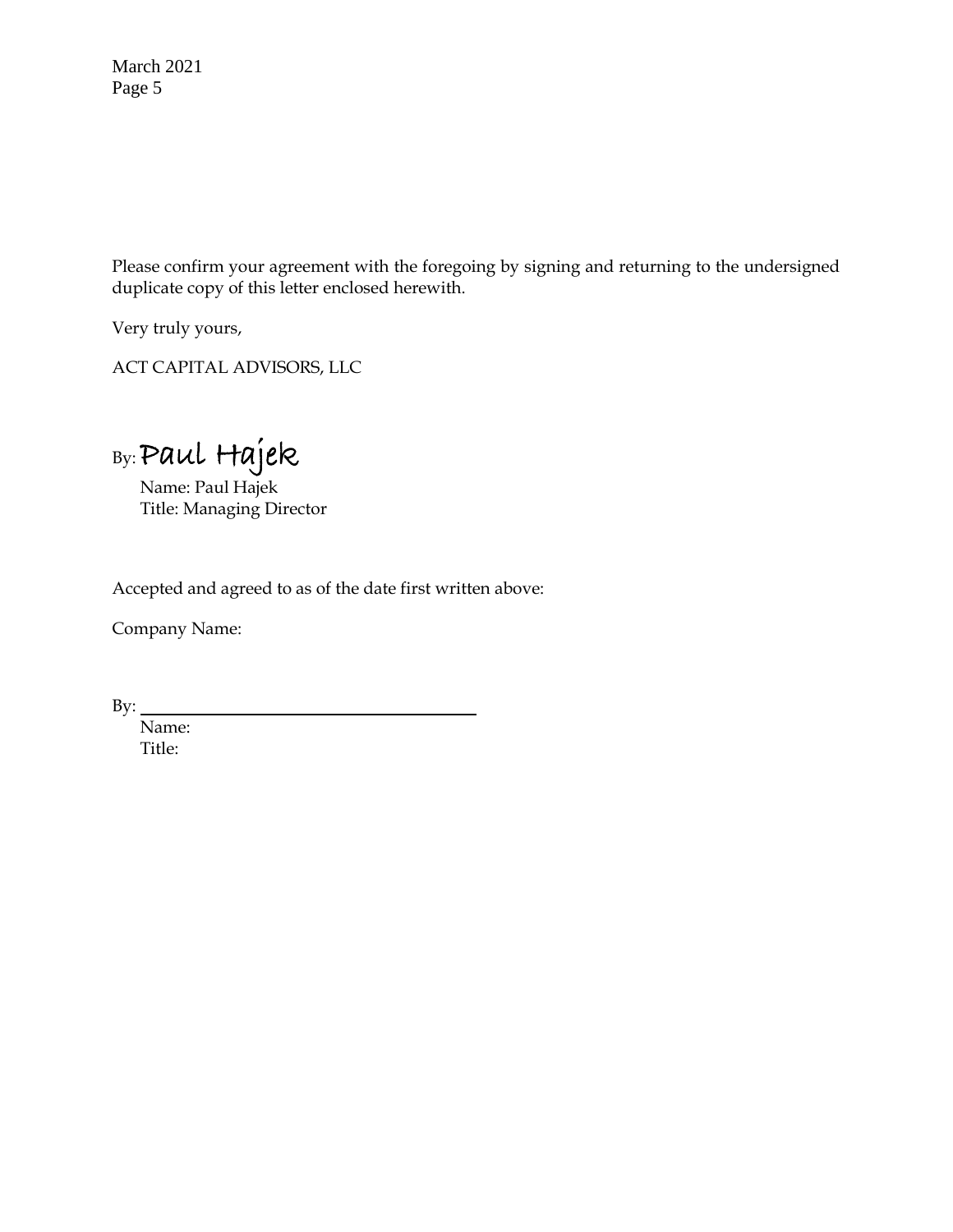Please confirm your agreement with the foregoing by signing and returning to the undersigned duplicate copy of this letter enclosed herewith.

Very truly yours,

ACT CAPITAL ADVISORS, LLC

By: Paul Hajek

Name: Paul Hajek
Title: Managing Director

Accepted and agreed to as of the date first written above:

Company Name:

By: \_\_\_\_\_\_\_\_\_\_\_\_\_\_\_\_\_\_\_\_\_\_\_\_\_\_\_\_\_\_\_\_\_\_\_\_\_\_\_\_

Name:
Title: